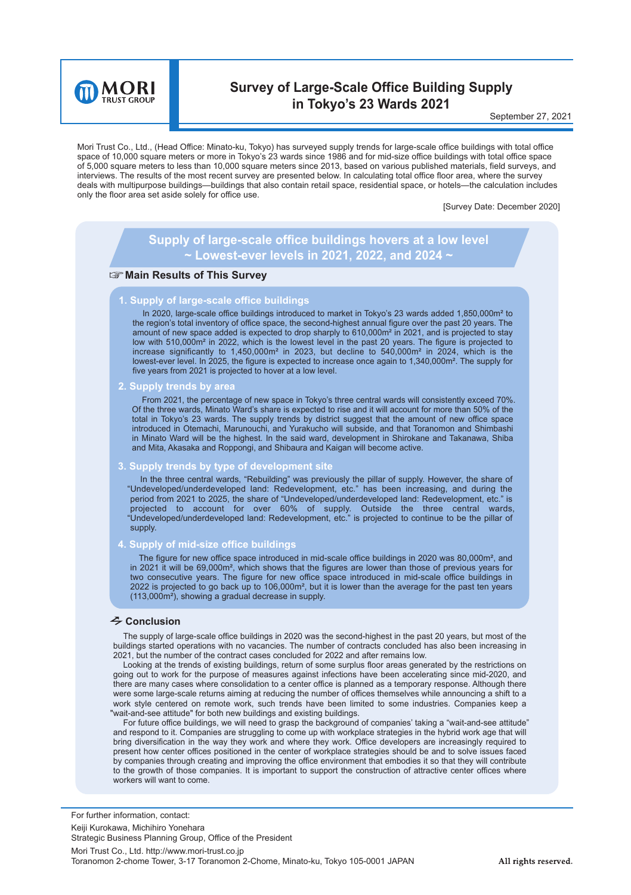MORI TRUST GROUP

# Survey of Large-Scale Office Building Supply in Tokyo's 23 Wards 2021

September 27, 2021

Mori Trust Co., Ltd., (Head Office: Minato-ku, Tokyo) has surveyed supply trends for large-scale office buildings with total office space of 10,000 square meters or more in Tokyo's 23 wards since 1986 and for mid-size office buildings with total office space of 5,000 square meters to less than 10,000 square meters since 2013, based on various published materials, field surveys, and interviews. The results of the most recent survey are presented below. In calculating total office floor area, where the survey deals with multipurpose buildings—buildings that also contain retail space, residential space, or hotels—the calculation includes only the floor area set aside solely for office use.

[Survey Date: December 2020]

## Supply of large-scale office buildings hovers at a low level ~ Lowest-ever levels in 2021, 2022, and 2024 ~

### ☞Main Results of This Survey

#### 1. Supply of large-scale office buildings

In 2020, large-scale office buildings introduced to market in Tokyo's 23 wards added 1,850,000m² to the region's total inventory of office space, the second-highest annual figure over the past 20 years. The amount of new space added is expected to drop sharply to 610,000m² in 2021, and is projected to stay low with 510,000m² in 2022, which is the lowest level in the past 20 years. The figure is projected to increase significantly to 1,450,000m² in 2023, but decline to 540,000m² in 2024, which is the lowest-ever level. In 2025, the figure is expected to increase once again to 1,340,000m². The supply for five years from 2021 is projected to hover at a low level.

#### 2. Supply trends by area

From 2021, the percentage of new space in Tokyo's three central wards will consistently exceed 70%. Of the three wards, Minato Ward's share is expected to rise and it will account for more than 50% of the total in Tokyo's 23 wards. The supply trends by district suggest that the amount of new office space introduced in Otemachi, Marunouchi, and Yurakucho will subside, and that Toranomon and Shimbashi in Minato Ward will be the highest. In the said ward, development in Shirokane and Takanawa, Shiba and Mita, Akasaka and Roppongi, and Shibaura and Kaigan will become active.

#### 3. Supply trends by type of development site

In the three central wards, "Rebuilding" was previously the pillar of supply. However, the share of "Undeveloped/underdeveloped land: Redevelopment, etc." has been increasing, and during the period from 2021 to 2025, the share of "Undeveloped/underdeveloped land: Redevelopment, etc." is projected to account for over 60% of supply. Outside the three central wards, "Undeveloped/underdeveloped land: Redevelopment, etc." is projected to continue to be the pillar of supply.

#### 4. Supply of mid-size office buildings

The figure for new office space introduced in mid-scale office buildings in 2020 was 80,000m², and in 2021 it will be 69,000m², which shows that the figures are lower than those of previous years for two consecutive years. The figure for new office space introduced in mid-scale office buildings in 2022 is projected to go back up to 106,000m², but it is lower than the average for the past ten years (113,000m²), showing a gradual decrease in supply.

### Conclusion

The supply of large-scale office buildings in 2020 was the second-highest in the past 20 years, but most of the buildings started operations with no vacancies. The number of contracts concluded has also been increasing in 2021, but the number of the contract cases concluded for 2022 and after remains low.

Looking at the trends of existing buildings, return of some surplus floor areas generated by the restrictions on going out to work for the purpose of measures against infections have been accelerating since mid-2020, and there are many cases where consolidation to a center office is planned as a temporary response. Although there were some large-scale returns aiming at reducing the number of offices themselves while announcing a shift to a work style centered on remote work, such trends have been limited to some industries. Companies keep a "wait-and-see attitude" for both new buildings and existing buildings.

For future office buildings, we will need to grasp the background of companies' taking a "wait-and-see attitude" and respond to it. Companies are struggling to come up with workplace strategies in the hybrid work age that will bring diversification in the way they work and where they work. Office developers are increasingly required to present how center offices positioned in the center of workplace strategies should be and to solve issues faced by companies through creating and improving the office environment that embodies it so that they will contribute to the growth of those companies. It is important to support the construction of attractive center offices where workers will want to come.

For further information, contact:
Keiji Kurokawa, Michihiro Yonehara
Strategic Business Planning Group, Office of the President
Mori Trust Co., Ltd. http://www.mori-trust.co.jp
Toranomon 2-chome Tower, 3-17 Toranomon 2-Chome, Minato-ku, Tokyo 105-0001 JAPAN

All rights reserved.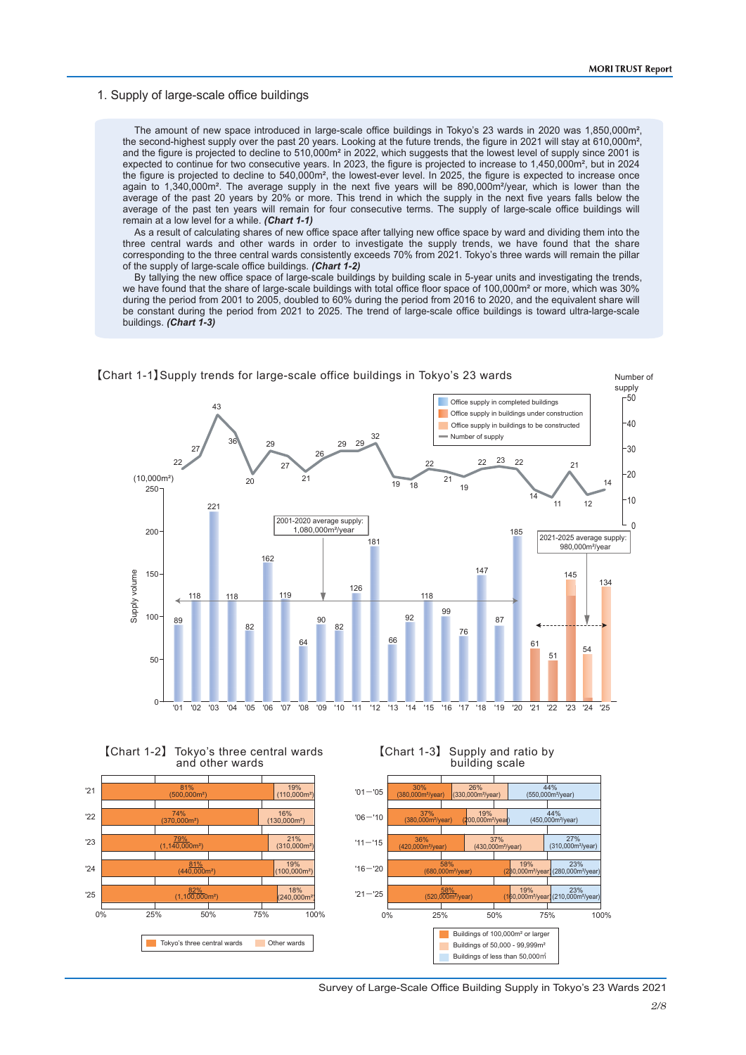## 1. Supply of large-scale office buildings

The amount of new space introduced in large-scale office buildings in Tokyo's 23 wards in 2020 was 1,850,000m², the second-highest supply over the past 20 years. Looking at the future trends, the figure in 2021 will stay at 610,000m², and the figure is projected to decline to 510,000m² in 2022, which suggests that the lowest level of supply since 2001 is expected to continue for two consecutive years. In 2023, the figure is projected to increase to 1,450,000m², but in 2024 the figure is projected to decline to 540,000m², the lowest-ever level. In 2025, the figure is expected to increase once again to 1,340,000m². The average supply in the next five years will be 890,000m²/year, which is lower than the average of the past 20 years by 20% or more. This trend in which the supply in the next five years falls below the average of the past ten years will remain for four consecutive terms. The supply of large-scale office buildings will remain at a low level for a while. ***(Chart 1-1)***

As a result of calculating shares of new office space after tallying new office space by ward and dividing them into the three central wards and other wards in order to investigate the supply trends, we have found that the share corresponding to the three central wards consistently exceeds 70% from 2021. Tokyo's three wards will remain the pillar of the supply of large-scale office buildings. ***(Chart 1-2)***

By tallying the new office space of large-scale buildings by building scale in 5-year units and investigating the trends, we have found that the share of large-scale buildings with total office floor space of 100,000m² or more, which was 30% during the period from 2001 to 2005, doubled to 60% during the period from 2016 to 2020, and the equivalent share will be constant during the period from 2021 to 2025. The trend of large-scale office buildings is toward ultra-large-scale buildings. ***(Chart 1-3)***

【Chart 1-1】Supply trends for large-scale office buildings in Tokyo's 23 wards

Supply volume (10,000m²) and Number of supply. Legend: Office supply in completed buildings; Office supply in buildings under construction; Office supply in buildings to be constructed; Number of supply.

2001-2020 average supply: 1,080,000m²/year
2021-2025 average supply: 980,000m²/year

| Year | Supply volume (10,000m²) | Number of supply |
|---|---|---|
| '01 | 89 | 22 |
| '02 | 118 | 27 |
| '03 | 221 | 43 |
| '04 | 118 | 36 |
| '05 | 82 | 20 |
| '06 | 162 | 29 |
| '07 | 119 | 27 |
| '08 | 64 | 21 |
| '09 | 90 | 26 |
| '10 | 82 | 29 |
| '11 | 126 | 29 |
| '12 | 181 | 32 |
| '13 | 66 | 19 |
| '14 | 92 | 18 |
| '15 | 118 | 22 |
| '16 | 99 | 21 |
| '17 | 76 | 19 |
| '18 | 147 | 22 |
| '19 | 87 | 23 |
| '20 | 185 | 22 |
| '21 | 61 | 14 |
| '22 | 51 | 11 |
| '23 | 145 | 21 |
| '24 | 54 | 12 |
| '25 | 134 | 14 |

【Chart 1-2】Tokyo's three central wards and other wards

| Year | Tokyo's three central wards | Other wards |
|---|---|---|
| '21 | 81% (500,000m²) | 19% (110,000m²) |
| '22 | 74% (370,000m²) | 16% (130,000m²) |
| '23 | 79% (1,140,000m²) | 21% (310,000m²) |
| '24 | 81% (440,000m²) | 19% (100,000m²) |
| '25 | 82% (1,100,000m²) | 18% (240,000m²) |

【Chart 1-3】Supply and ratio by building scale

| Period | Buildings of 100,000m² or larger | Buildings of 50,000 - 99,999m² | Buildings of less than 50,000m² |
|---|---|---|---|
| '01－'05 | 30% (380,000m²/year) | 26% (330,000m²/year) | 44% (550,000m²/year) |
| '06－'10 | 37% (380,000m²/year) | 19% (200,000m²/year) | 44% (450,000m²/year) |
| '11－'15 | 36% (420,000m²/year) | 37% (430,000m²/year) | 27% (310,000m²/year) |
| '16－'20 | 58% (680,000m²/year) | 19% (230,000m²/year) | 23% (280,000m²/year) |
| '21－'25 | 58% (520,000m²/year) | 19% (160,000m²/year) | 23% (210,000m²/year) |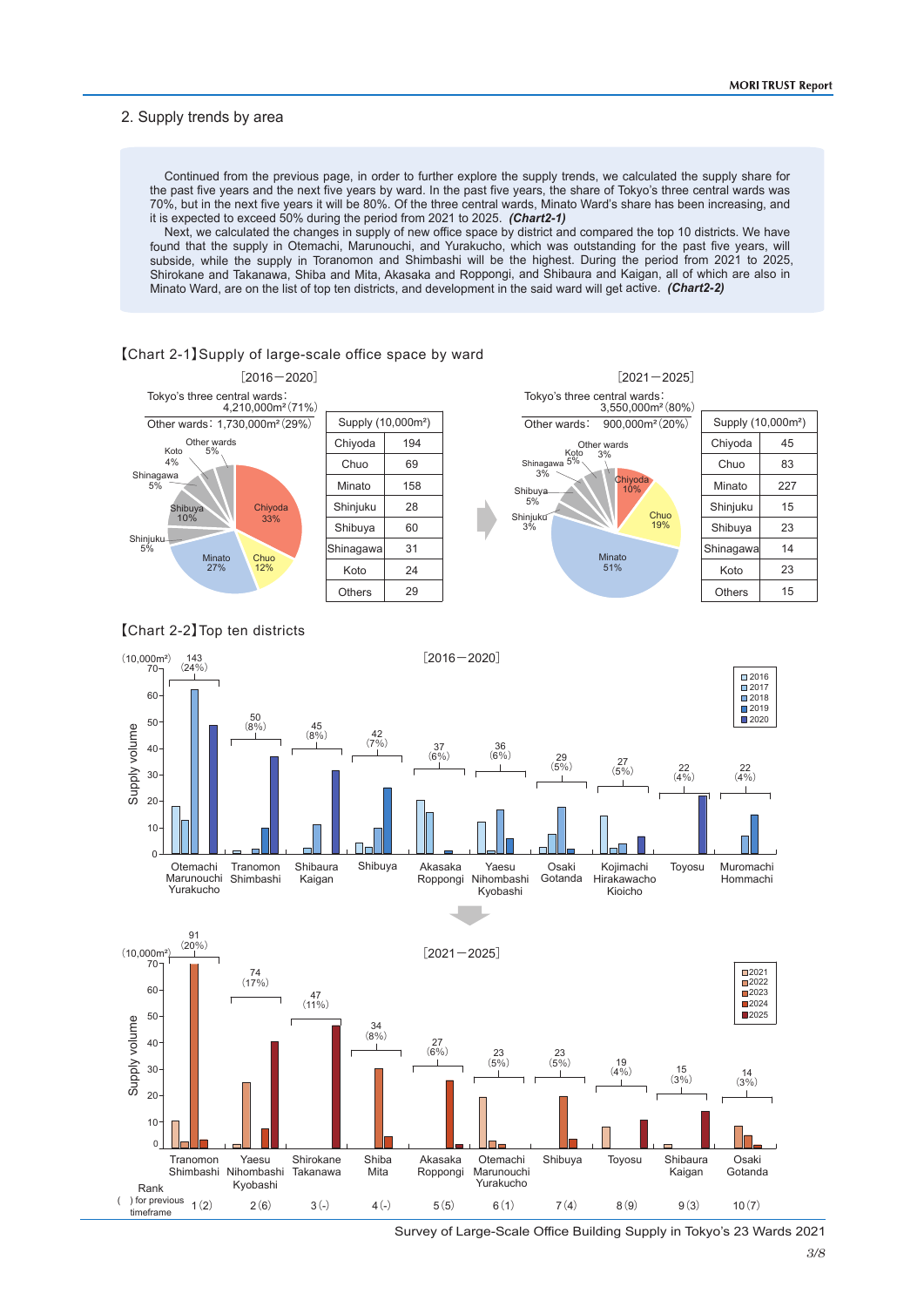## 2. Supply trends by area

Continued from the previous page, in order to further explore the supply trends, we calculated the supply share for the past five years and the next five years by ward. In the past five years, the share of Tokyo's three central wards was 70%, but in the next five years it will be 80%. Of the three central wards, Minato Ward's share has been increasing, and it is expected to exceed 50% during the period from 2021 to 2025. ***(Chart2-1)***

Next, we calculated the changes in supply of new office space by district and compared the top 10 districts. We have found that the supply in Otemachi, Marunouchi, and Yurakucho, which was outstanding for the past five years, will subside, while the supply in Toranomon and Shimbashi will be the highest. During the period from 2021 to 2025, Shirokane and Takanawa, Shiba and Mita, Akasaka and Roppongi, and Shibaura and Kaigan, all of which are also in Minato Ward, are on the list of top ten districts, and development in the said ward will get active. ***(Chart2-2)***

【Chart 2-1】Supply of large-scale office space by ward

[2016－2020]

Tokyo's three central wards: 4,210,000m² (71%)
Other wards: 1,730,000m² (29%)

Chiyoda 33%, Minato 27%, Chuo 12%, Shibuya 10%, Shinjuku 5%, Shinagawa 5%, Koto 4%, Other wards 5%

| Supply (10,000m²) | |
|---|---|
| Chiyoda | 194 |
| Chuo | 69 |
| Minato | 158 |
| Shinjuku | 28 |
| Shibuya | 60 |
| Shinagawa | 31 |
| Koto | 24 |
| Others | 29 |

[2021－2025]

Tokyo's three central wards: 3,550,000m² (80%)
Other wards: 900,000m² (20%)

Minato 51%, Chuo 19%, Chiyoda 10%, Shibuya 5%, Shinjuku 3%, Shinagawa 3%, Koto 5%, Other wards 3%

| Supply (10,000m²) | |
|---|---|
| Chiyoda | 45 |
| Chuo | 83 |
| Minato | 227 |
| Shinjuku | 15 |
| Shibuya | 23 |
| Shinagawa | 14 |
| Koto | 23 |
| Others | 15 |

【Chart 2-2】Top ten districts

[2016－2020] Supply volume (10,000m²), by year 2016–2020

| District | Total (share) |
|---|---|
| Otemachi Marunouchi Yurakucho | 143 (24%) |
| Tranomon Shimbashi | 50 (8%) |
| Shibaura Kaigan | 45 (8%) |
| Shibuya | 42 (7%) |
| Akasaka Roppongi | 37 (6%) |
| Yaesu Nihombashi Kyobashi | 36 (6%) |
| Osaki Gotanda | 29 (5%) |
| Kojimachi Hirakawacho Kioicho | 27 (5%) |
| Toyosu | 22 (4%) |
| Muromachi Hommachi | 22 (4%) |

[2021－2025] Supply volume (10,000m²), by year 2021–2025

| Rank ( ) for previous timeframe | District | Total (share) |
|---|---|---|
| 1 (2) | Tranomon Shimbashi | 91 (20%) |
| 2 (6) | Yaesu Nihombashi Kyobashi | 74 (17%) |
| 3 (-) | Shirokane Takanawa | 47 (11%) |
| 4 (-) | Shiba Mita | 34 (8%) |
| 5 (5) | Akasaka Roppongi | 27 (6%) |
| 6 (1) | Otemachi Marunouchi Yurakucho | 23 (5%) |
| 7 (4) | Shibuya | 23 (5%) |
| 8 (9) | Toyosu | 19 (4%) |
| 9 (3) | Shibaura Kaigan | 15 (3%) |
| 10 (7) | Osaki Gotanda | 14 (3%) |

Survey of Large-Scale Office Building Supply in Tokyo's 23 Wards 2021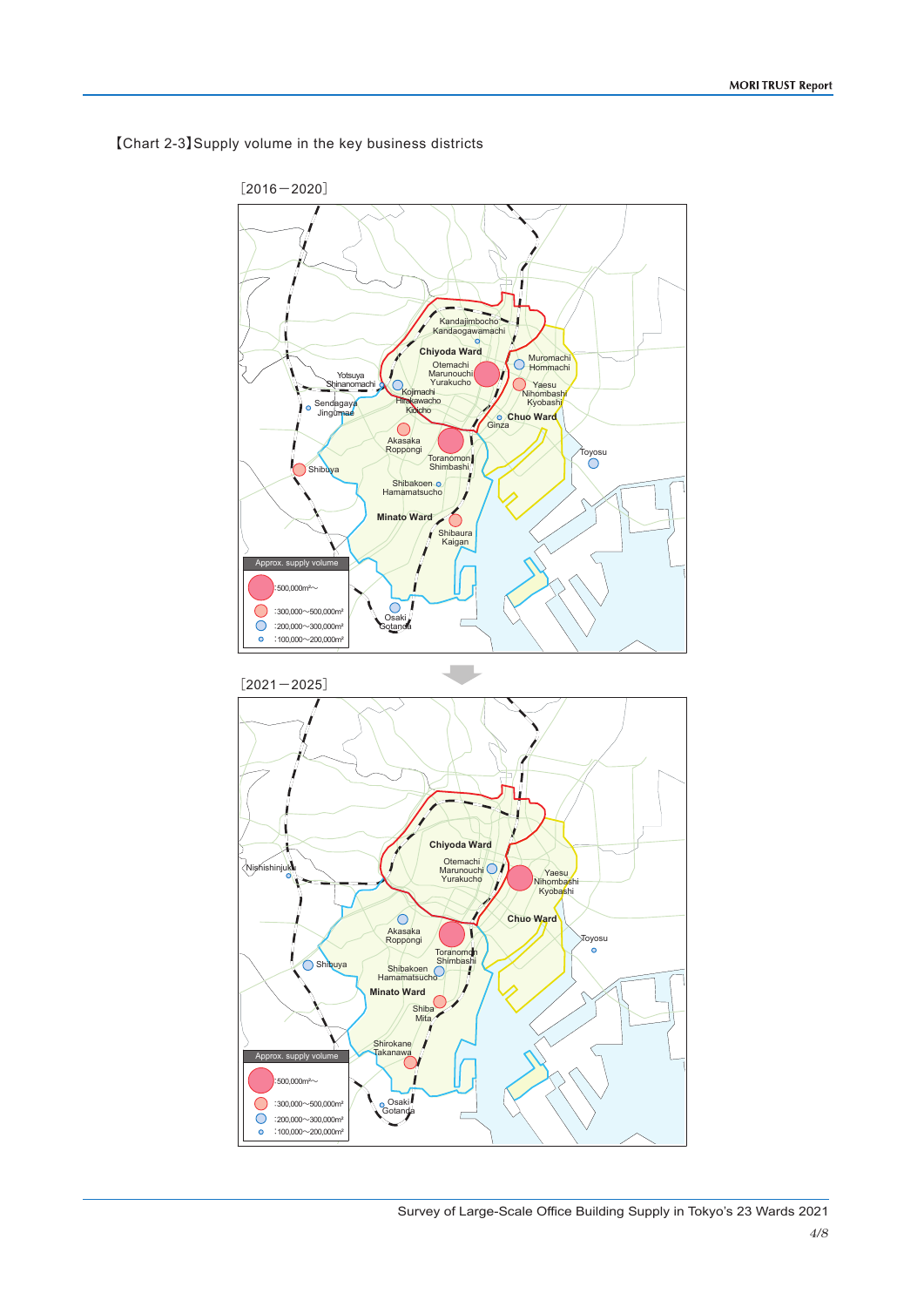【Chart 2-3】Supply volume in the key business districts

［2016－2020］

Kandajimbocho
Kandaogawamachi
Chiyoda Ward
Otemachi
Marunouchi
Yurakucho
Muromachi
Hommachi
Yaesu
Nihombashi
Kyobashi
Yotsuya
Shinanomachi
Kojimachi
Hirakawacho
Kioicho
Sendagaya
Jingumae
Chuo Ward
Ginza
Akasaka
Roppongi
Toranomon
Shimbashi
Toyosu
Shibuya
Shibakoen
Hamamatsucho
Minato Ward
Shibaura
Kaigan
Osaki
Gotanda

Approx. supply volume
:500,000m²～
:300,000～500,000m²
:200,000～300,000m²
:100,000～200,000m²

［2021－2025］

Chiyoda Ward
Nishishinjuku
Otemachi
Marunouchi
Yurakucho
Yaesu
Nihombashi
Kyobashi
Chuo Ward
Akasaka
Roppongi
Toyosu
Toranomon
Shimbashi
Shibuya
Shibakoen
Hamamatsucho
Minato Ward
Shiba
Mita
Shirokane
Takanawa
Osaki
Gotanda

Approx. supply volume
:500,000m²～
:300,000～500,000m²
:200,000～300,000m²
:100,000～200,000m²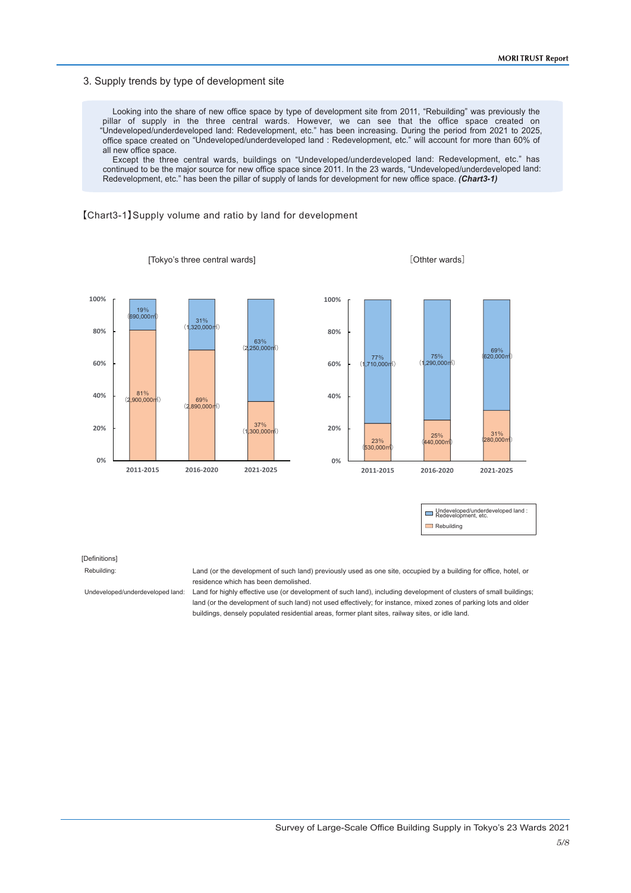## 3. Supply trends by type of development site

Looking into the share of new office space by type of development site from 2011, "Rebuilding" was previously the pillar of supply in the three central wards. However, we can see that the office space created on "Undeveloped/underdeveloped land: Redevelopment, etc." has been increasing. During the period from 2021 to 2025, office space created on "Undeveloped/underdeveloped land : Redevelopment, etc." will account for more than 60% of all new office space.

Except the three central wards, buildings on "Undeveloped/underdeveloped land: Redevelopment, etc." has continued to be the major source for new office space since 2011. In the 23 wards, "Undeveloped/underdeveloped land: Redevelopment, etc." has been the pillar of supply of lands for development for new office space. ***(Chart3-1)***

【Chart3-1】Supply volume and ratio by land for development

[Tokyo's three central wards]

| | 2011-2015 | 2016-2020 | 2021-2025 |
|---|---|---|---|
| Undeveloped/underdeveloped land : Redevelopment, etc. | 19% (690,000㎡) | 31% (1,320,000㎡) | 63% (2,250,000㎡) |
| Rebuilding | 81% (2,900,000㎡) | 69% (2,890,000㎡) | 37% (1,300,000㎡) |

[Otther wards]

| | 2011-2015 | 2016-2020 | 2021-2025 |
|---|---|---|---|
| Undeveloped/underdeveloped land : Redevelopment, etc. | 77% (1,710,000㎡) | 75% (1,290,000㎡) | 69% (620,000㎡) |
| Rebuilding | 23% (530,000㎡) | 25% (440,000㎡) | 31% (280,000㎡) |

[Definitions]

| | |
|---|---|
| Rebuilding: | Land (or the development of such land) previously used as one site, occupied by a building for office, hotel, or residence which has been demolished. |
| Undeveloped/underdeveloped land: | Land for highly effective use (or development of such land), including development of clusters of small buildings; land (or the development of such land) not used effectively; for instance, mixed zones of parking lots and older buildings, densely populated residential areas, former plant sites, railway sites, or idle land. |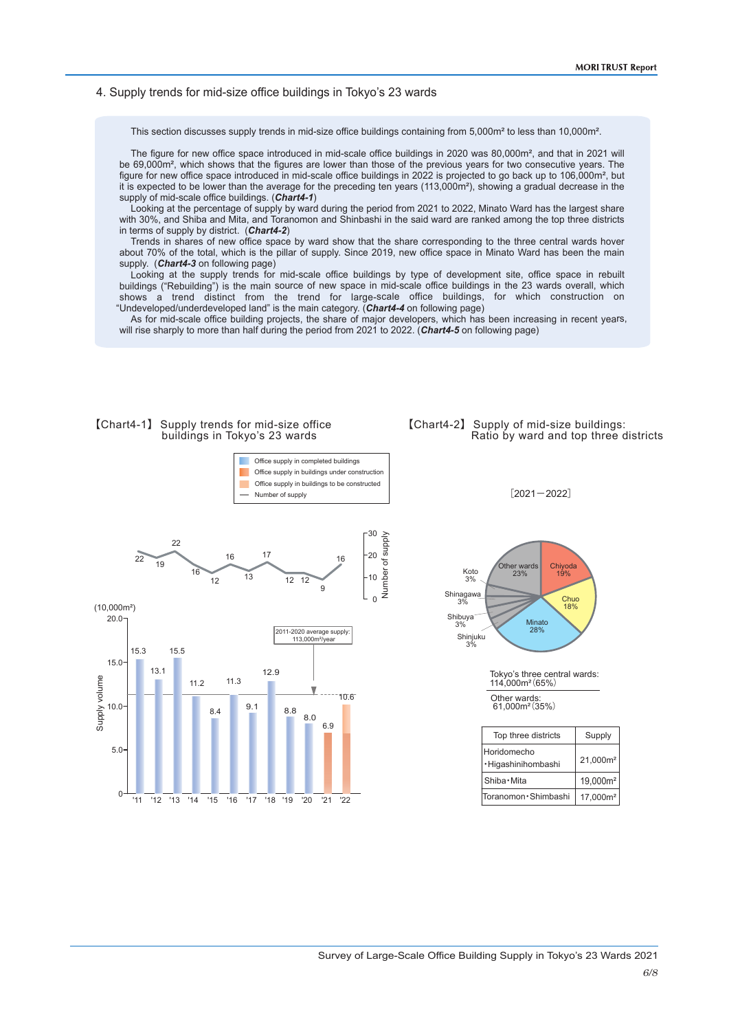## 4. Supply trends for mid-size office buildings in Tokyo's 23 wards

This section discusses supply trends in mid-size office buildings containing from 5,000m² to less than 10,000m².

The figure for new office space introduced in mid-scale office buildings in 2020 was 80,000m², and that in 2021 will be 69,000m², which shows that the figures are lower than those of the previous years for two consecutive years. The figure for new office space introduced in mid-scale office buildings in 2022 is projected to go back up to 106,000m², but it is expected to be lower than the average for the preceding ten years (113,000m²), showing a gradual decrease in the supply of mid-scale office buildings. (***Chart4-1***)

Looking at the percentage of supply by ward during the period from 2021 to 2022, Minato Ward has the largest share with 30%, and Shiba and Mita, and Toranomon and Shinbashi in the said ward are ranked among the top three districts in terms of supply by district. (***Chart4-2***)

Trends in shares of new office space by ward show that the share corresponding to the three central wards hover about 70% of the total, which is the pillar of supply. Since 2019, new office space in Minato Ward has been the main supply. (***Chart4-3*** on following page)

Looking at the supply trends for mid-scale office buildings by type of development site, office space in rebuilt buildings ("Rebuilding") is the main source of new space in mid-scale office buildings in the 23 wards overall, which shows a trend distinct from the trend for large-scale office buildings, for which construction on "Undeveloped/underdeveloped land" is the main category. (***Chart4-4*** on following page)

As for mid-scale office building projects, the share of major developers, which has been increasing in recent years, will rise sharply to more than half during the period from 2021 to 2022. (***Chart4-5*** on following page)

### 【Chart4-1】 Supply trends for mid-size office buildings in Tokyo's 23 wards

Legend: Office supply in completed buildings / Office supply in buildings under construction / Office supply in buildings to be constructed / Number of supply

| Year | '11 | '12 | '13 | '14 | '15 | '16 | '17 | '18 | '19 | '20 | '21 | '22 |
|---|---|---|---|---|---|---|---|---|---|---|---|---|
| Supply volume (10,000m²) | 15.3 | 13.1 | 15.5 | 11.2 | 8.4 | 11.3 | 9.1 | 12.9 | 8.8 | 8.0 | 6.9 | 10.6 |
| Number of supply | 22 | 19 | 22 | 16 | 12 | 16 | 13 | 17 | 12 | 12 | 9 | 16 |

2011-2020 average supply: 113,000m²/year

### 【Chart4-2】 Supply of mid-size buildings: Ratio by ward and top three districts

［2021－2022］

| Ward | Share |
|---|---|
| Minato | 28% |
| Chiyoda | 19% |
| Chuo | 18% |
| Koto | 3% |
| Shinagawa | 3% |
| Shibuya | 3% |
| Shinjuku | 3% |
| Other wards | 23% |

Tokyo's three central wards: 114,000m² (65%)

Other wards: 61,000m² (35%)

| Top three districts | Supply |
|---|---|
| Horidomecho・Higashinihombashi | 21,000m² |
| Shiba・Mita | 19,000m² |
| Toranomon・Shimbashi | 17,000m² |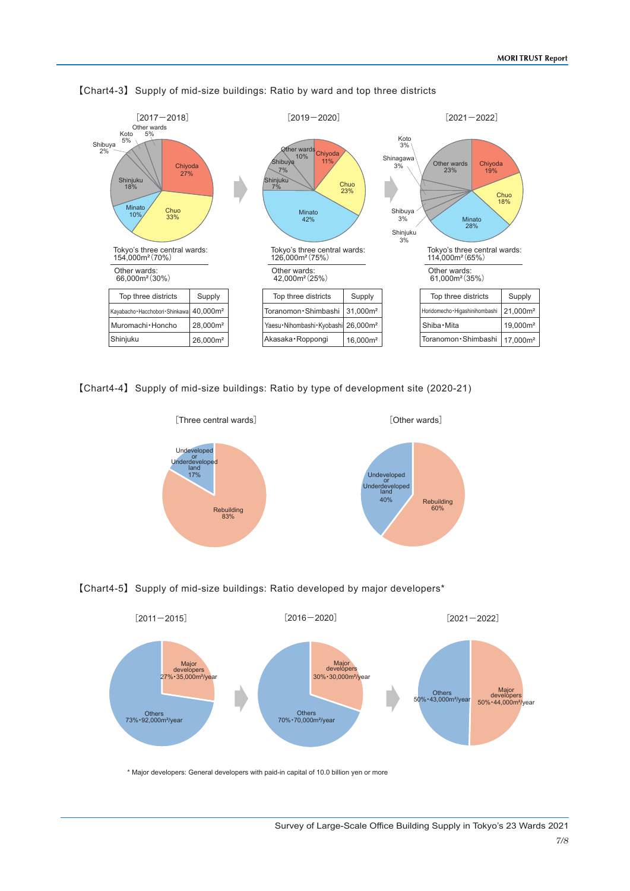【Chart4-3】 Supply of mid-size buildings: Ratio by ward and top three districts

［2017－2018］

Chiyoda 27%, Chuo 33%, Minato 10%, Shinjuku 18%, Shibuya 2%, Koto 5%, Other wards 5%

Tokyo's three central wards: 154,000m²（70%）

Other wards: 66,000m²（30%）

| Top three districts | Supply |
|---|---|
| Kayabacho・Hacchobori・Shinkawa | 40,000m² |
| Muromachi・Honcho | 28,000m² |
| Shinjuku | 26,000m² |

［2019－2020］

Chiyoda 11%, Chuo 23%, Minato 42%, Shinjuku 7%, Shibuya 7%, Other wards 10%

Tokyo's three central wards: 126,000m²（75%）

Other wards: 42,000m²（25%）

| Top three districts | Supply |
|---|---|
| Toranomon・Shimbashi | 31,000m² |
| Yaesu・Nihombashi・Kyobashi | 26,000m² |
| Akasaka・Roppongi | 16,000m² |

［2021－2022］

Chiyoda 19%, Chuo 18%, Minato 28%, Shinjuku 3%, Shibuya 3%, Shinagawa 3%, Koto 3%, Other wards 23%

Tokyo's three central wards: 114,000m²（65%）

Other wards: 61,000m²（35%）

| Top three districts | Supply |
|---|---|
| Horidomecho・Higashinihombashi | 21,000m² |
| Shiba・Mita | 19,000m² |
| Toranomon・Shimbashi | 17,000m² |

【Chart4-4】 Supply of mid-size buildings: Ratio by type of development site (2020-21)

［Three central wards］

Undeveloped or Underdeveloped land 17%, Rebuilding 83%

［Other wards］

Undeveloped or Underdeveloped land 40%, Rebuilding 60%

【Chart4-5】 Supply of mid-size buildings: Ratio developed by major developers*

［2011－2015］

Major developers 27%・35,000m²/year, Others 73%・92,000m²/year

［2016－2020］

Major developers 30%・30,000m²/year, Others 70%・70,000m²/year

［2021－2022］

Major developers 50%・44,000m²/year, Others 50%・43,000m²/year

* Major developers: General developers with paid-in capital of 10.0 billion yen or more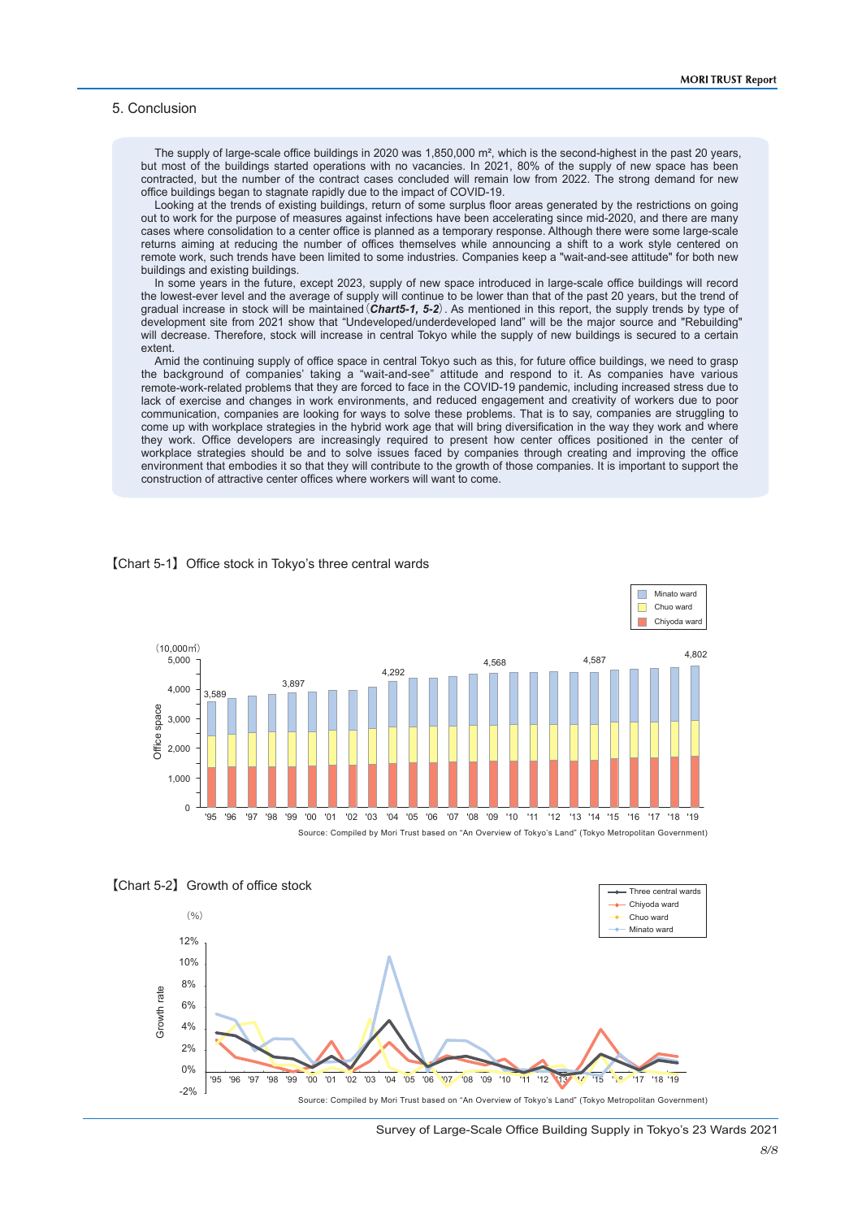## 5. Conclusion

The supply of large-scale office buildings in 2020 was 1,850,000 m², which is the second-highest in the past 20 years, but most of the buildings started operations with no vacancies. In 2021, 80% of the supply of new space has been contracted, but the number of the contract cases concluded will remain low from 2022. The strong demand for new office buildings began to stagnate rapidly due to the impact of COVID-19.

Looking at the trends of existing buildings, return of some surplus floor areas generated by the restrictions on going out to work for the purpose of measures against infections have been accelerating since mid-2020, and there are many cases where consolidation to a center office is planned as a temporary response. Although there were some large-scale returns aiming at reducing the number of offices themselves while announcing a shift to a work style centered on remote work, such trends have been limited to some industries. Companies keep a "wait-and-see attitude" for both new buildings and existing buildings.

In some years in the future, except 2023, supply of new space introduced in large-scale office buildings will record the lowest-ever level and the average of supply will continue to be lower than that of the past 20 years, but the trend of gradual increase in stock will be maintained (***Chart5-1, 5-2***). As mentioned in this report, the supply trends by type of development site from 2021 show that "Undeveloped/underdeveloped land" will be the major source and "Rebuilding" will decrease. Therefore, stock will increase in central Tokyo while the supply of new buildings is secured to a certain extent.

Amid the continuing supply of office space in central Tokyo such as this, for future office buildings, we need to grasp the background of companies' taking a "wait-and-see" attitude and respond to it. As companies have various remote-work-related problems that they are forced to face in the COVID-19 pandemic, including increased stress due to lack of exercise and changes in work environments, and reduced engagement and creativity of workers due to poor communication, companies are looking for ways to solve these problems. That is to say, companies are struggling to come up with workplace strategies in the hybrid work age that will bring diversification in the way they work and where they work. Office developers are increasingly required to present how center offices positioned in the center of workplace strategies should be and to solve issues faced by companies through creating and improving the office environment that embodies it so that they will contribute to the growth of those companies. It is important to support the construction of attractive center offices where workers will want to come.

【Chart 5-1】Office stock in Tokyo's three central wards

Minato ward
Chuo ward
Chiyoda ward

(10,000㎡)
Office space
5,000
4,000
3,000
2,000
1,000
0

3,589
3,897
4,292
4,568
4,587
4,802

'95 '96 '97 '98 '99 '00 '01 '02 '03 '04 '05 '06 '07 '08 '09 '10 '11 '12 '13 '14 '15 '16 '17 '18 '19

Source: Compiled by Mori Trust based on "An Overview of Tokyo's Land" (Tokyo Metropolitan Government)

【Chart 5-2】Growth of office stock

Three central wards
Chiyoda ward
Chuo ward
Minato ward

(%)
Growth rate
12%
10%
8%
6%
4%
2%
0%
-2%

'95 '96 '97 '98 '99 '00 '01 '02 '03 '04 '05 '06 '07 '08 '09 '10 '11 '12 '13 '14 '15 '16 '17 '18 '19

Source: Compiled by Mori Trust based on "An Overview of Tokyo's Land" (Tokyo Metropolitan Government)